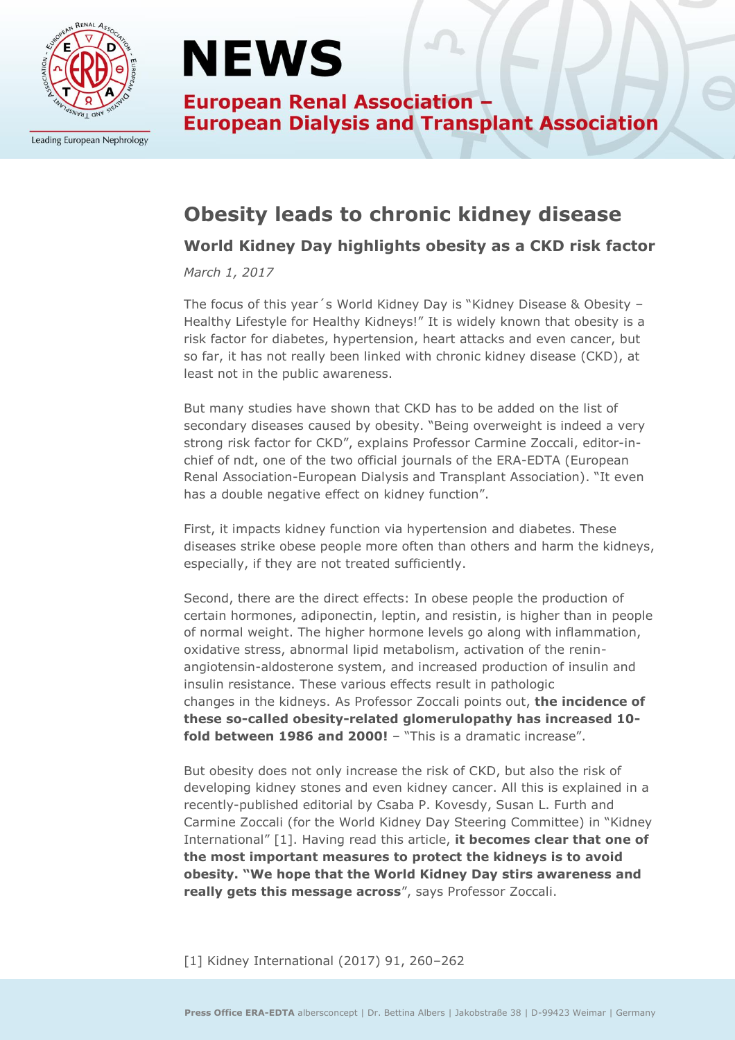# NEWS

**European Renal Association – European Dialysis and Transplant Association**

## Obesity leads to chronic kidney disease

### World Kidney Day highlights obesity as a CKD risk factor

*March 1, 2017*

The focus of this year´s World Kidney Day is "Kidney Disease & Obesity – Healthy Lifestyle for Healthy Kidneys!" It is widely known that obesity is a risk factor for diabetes, hypertension, heart attacks and even cancer, but so far, it has not really been linked with chronic kidney disease (CKD), at least not in the public awareness.

But many studies have shown that CKD has to be added on the list of secondary diseases caused by obesity. "Being overweight is indeed a very strong risk factor for CKD", explains Professor Carmine Zoccali, editor-in-chief of ndt, one of the two official journals of the ERA-EDTA (European Renal Association-European Dialysis and Transplant Association). "It even has a double negative effect on kidney function".

First, it impacts kidney function via hypertension and diabetes. These diseases strike obese people more often than others and harm the kidneys, especially, if they are not treated sufficiently.

Second, there are the direct effects: In obese people the production of certain hormones, adiponectin, leptin, and resistin, is higher than in people of normal weight. The higher hormone levels go along with inflammation, oxidative stress, abnormal lipid metabolism, activation of the renin-angiotensin-aldosterone system, and increased production of insulin and insulin resistance. These various effects result in pathologic changes in the kidneys. As Professor Zoccali points out, **the incidence of these so-called obesity-related glomerulopathy has increased 10-fold between 1986 and 2000!** – "This is a dramatic increase".

But obesity does not only increase the risk of CKD, but also the risk of developing kidney stones and even kidney cancer. All this is explained in a recently-published editorial by Csaba P. Kovesdy, Susan L. Furth and Carmine Zoccali (for the World Kidney Day Steering Committee) in "Kidney International" [1]. Having read this article, **it becomes clear that one of the most important measures to protect the kidneys is to avoid obesity. "We hope that the World Kidney Day stirs awareness and really gets this message across**", says Professor Zoccali.

[1] Kidney International (2017) 91, 260–262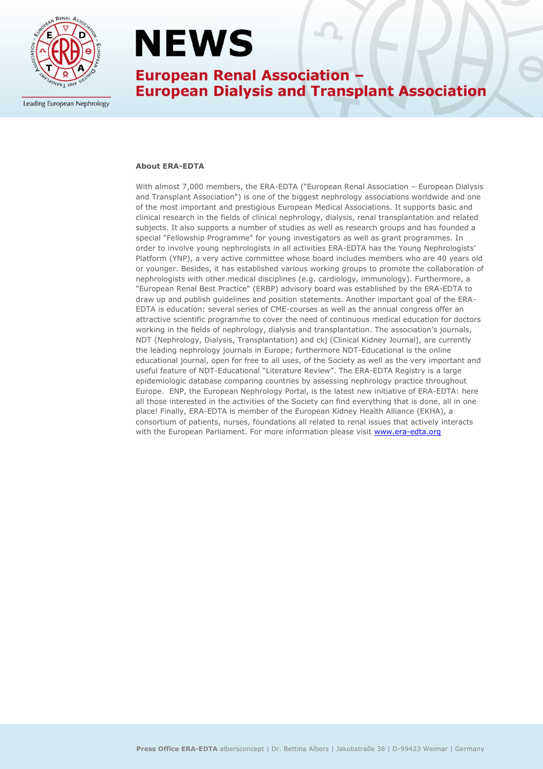**About ERA-EDTA**

With almost 7,000 members, the ERA-EDTA ("European Renal Association – European Dialysis and Transplant Association") is one of the biggest nephrology associations worldwide and one of the most important and prestigious European Medical Associations. It supports basic and clinical research in the fields of clinical nephrology, dialysis, renal transplantation and related subjects. It also supports a number of studies as well as research groups and has founded a special "Fellowship Programme" for young investigators as well as grant programmes. In order to involve young nephrologists in all activities ERA-EDTA has the Young Nephrologists' Platform (YNP), a very active committee whose board includes members who are 40 years old or younger. Besides, it has established various working groups to promote the collaboration of nephrologists with other medical disciplines (e.g. cardiology, immunology). Furthermore, a "European Renal Best Practice" (ERBP) advisory board was established by the ERA-EDTA to draw up and publish guidelines and position statements. Another important goal of the ERA-EDTA is education: several series of CME-courses as well as the annual congress offer an attractive scientific programme to cover the need of continuous medical education for doctors working in the fields of nephrology, dialysis and transplantation. The association's journals, NDT (Nephrology, Dialysis, Transplantation) and ckj (Clinical Kidney Journal), are currently the leading nephrology journals in Europe; furthermore NDT-Educational is the online educational journal, open for free to all uses, of the Society as well as the very important and useful feature of NDT-Educational "Literature Review". The ERA-EDTA Registry is a large epidemiologic database comparing countries by assessing nephrology practice throughout Europe. ENP, the European Nephrology Portal, is the latest new initiative of ERA-EDTA: here all those interested in the activities of the Society can find everything that is done, all in one place! Finally, ERA-EDTA is member of the European Kidney Health Alliance (EKHA), a consortium of patients, nurses, foundations all related to renal issues that actively interacts with the European Parliament. For more information please visit [www.era-edta.org](http://www.era-edta.org)

**Press Office ERA-EDTA** albersconcept | Dr. Bettina Albers | Jakobstraße 38 | D-99423 Weimar | Germany